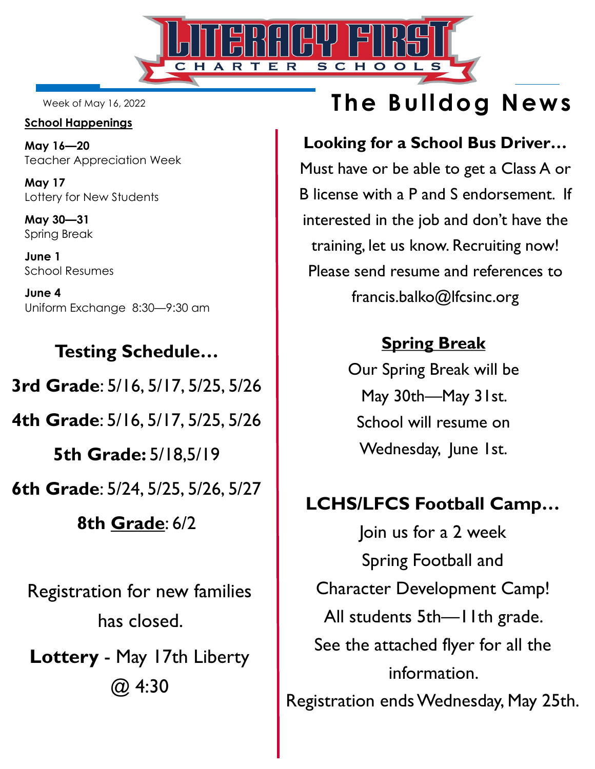# LITERACY FIRST CHARTER SCHOOLS

## The Bulldog News

Week of May 16, 2022

**School Happenings**

**May 16—20**
Teacher Appreciation Week

**May 17**
Lottery for New Students

**May 30—31**
Spring Break

**June 1**
School Resumes

**June 4**
Uniform Exchange 8:30—9:30 am

### Testing Schedule…

**3rd Grade**: 5/16, 5/17, 5/25, 5/26

**4th Grade**: 5/16, 5/17, 5/25, 5/26

**5th Grade:** 5/18,5/19

**6th Grade**: 5/24, 5/25, 5/26, 5/27

**8th Grade**: 6/2

Registration for new families has closed.

**Lottery** - May 17th Liberty @ 4:30

### Looking for a School Bus Driver…

Must have or be able to get a Class A or B license with a P and S endorsement. If interested in the job and don't have the training, let us know. Recruiting now! Please send resume and references to francis.balko@lfcsinc.org

### Spring Break

Our Spring Break will be May 30th—May 31st. School will resume on Wednesday, June 1st.

### LCHS/LFCS Football Camp…

Join us for a 2 week Spring Football and Character Development Camp! All students 5th—11th grade. See the attached flyer for all the information.

Registration ends Wednesday, May 25th.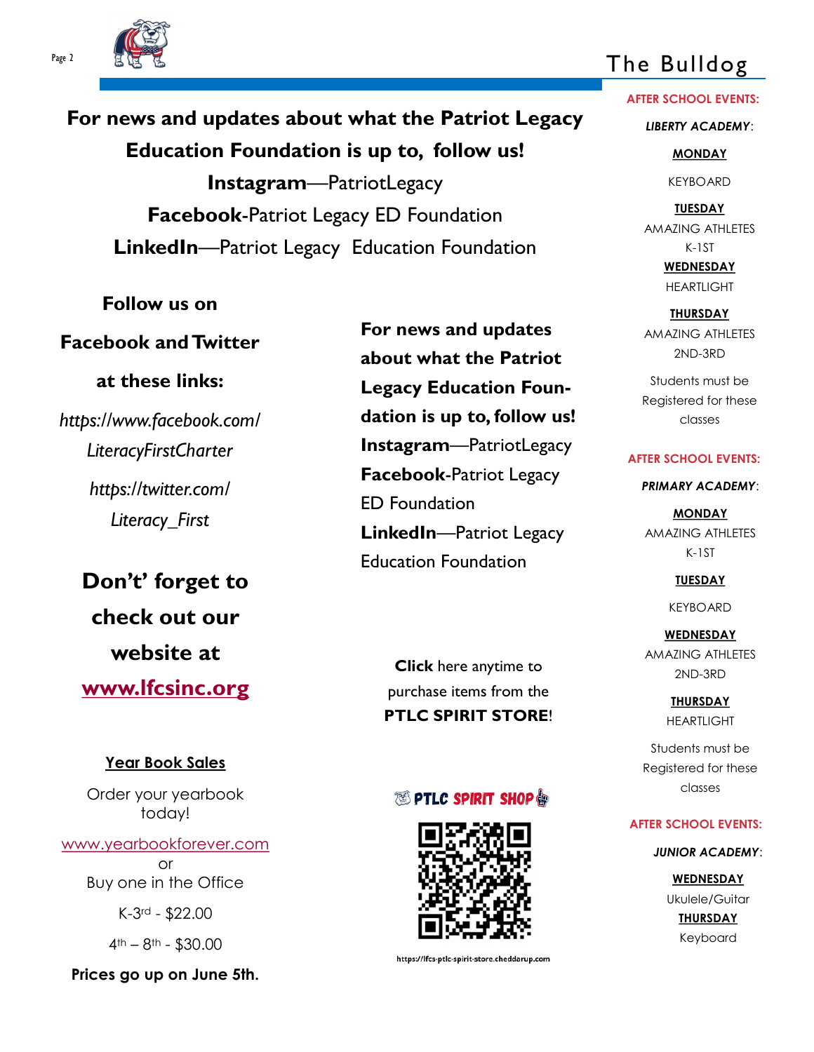**For news and updates about what the Patriot Legacy Education Foundation is up to, follow us!**

**Instagram**—PatriotLegacy

**Facebook**-Patriot Legacy ED Foundation

**LinkedIn**—Patriot Legacy Education Foundation

**Follow us on Facebook and Twitter at these links:**

*https://www.facebook.com/LiteracyFirstCharter*

*https://twitter.com/Literacy_First*

**Don't' forget to check out our website at [www.lfcsinc.org](http://www.lfcsinc.org)**

**Year Book Sales**

Order your yearbook today!

www.yearbookforever.com

or

Buy one in the Office

K-3rd - $22.00

4th – 8th - $30.00

**Prices go up on June 5th.**

**For news and updates about what the Patriot Legacy Education Foundation is up to, follow us!**

**Instagram**—PatriotLegacy

**Facebook**-Patriot Legacy ED Foundation

**LinkedIn**—Patriot Legacy Education Foundation

**Click** here anytime to purchase items from the **PTLC SPIRIT STORE**!

PTLC SPIRIT SHOP

https://lfcs-ptlc-spirit-store.cheddarup.com

## AFTER SCHOOL EVENTS:

***LIBERTY ACADEMY***:

**MONDAY**

KEYBOARD

**TUESDAY**

AMAZING ATHLETES K-1ST

**WEDNESDAY**

HEARTLIGHT

**THURSDAY**

AMAZING ATHLETES 2ND-3RD

Students must be Registered for these classes

## AFTER SCHOOL EVENTS:

***PRIMARY ACADEMY***:

**MONDAY**

AMAZING ATHLETES K-1ST

**TUESDAY**

KEYBOARD

**WEDNESDAY**

AMAZING ATHLETES 2ND-3RD

**THURSDAY**

HEARTLIGHT

Students must be Registered for these classes

## AFTER SCHOOL EVENTS:

***JUNIOR ACADEMY***:

**WEDNESDAY**

Ukulele/Guitar

**THURSDAY**

Keyboard